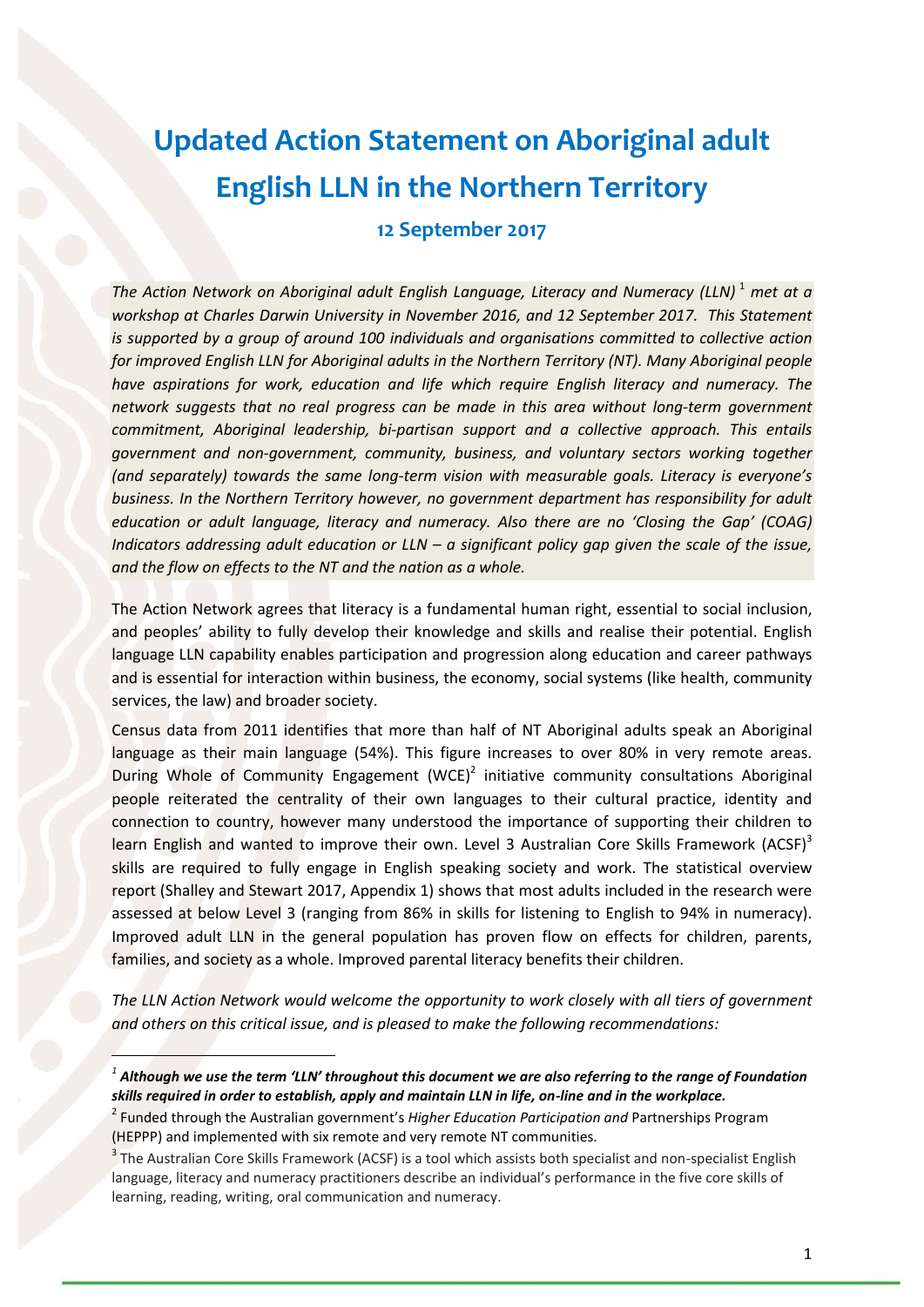# Updated Action Statement on Aboriginal adult English LLN in the Northern Territory

## 12 September 2017

*The Action Network on Aboriginal adult English Language, Literacy and Numeracy (LLN)*[1] *met at a workshop at Charles Darwin University in November 2016, and 12 September 2017. This Statement is supported by a group of around 100 individuals and organisations committed to collective action for improved English LLN for Aboriginal adults in the Northern Territory (NT). Many Aboriginal people have aspirations for work, education and life which require English literacy and numeracy. The network suggests that no real progress can be made in this area without long-term government commitment, Aboriginal leadership, bi-partisan support and a collective approach. This entails government and non-government, community, business, and voluntary sectors working together (and separately) towards the same long-term vision with measurable goals. Literacy is everyone's business. In the Northern Territory however, no government department has responsibility for adult education or adult language, literacy and numeracy. Also there are no 'Closing the Gap' (COAG) Indicators addressing adult education or LLN – a significant policy gap given the scale of the issue, and the flow on effects to the NT and the nation as a whole.*

The Action Network agrees that literacy is a fundamental human right, essential to social inclusion, and peoples' ability to fully develop their knowledge and skills and realise their potential. English language LLN capability enables participation and progression along education and career pathways and is essential for interaction within business, the economy, social systems (like health, community services, the law) and broader society.

Census data from 2011 identifies that more than half of NT Aboriginal adults speak an Aboriginal language as their main language (54%). This figure increases to over 80% in very remote areas. During Whole of Community Engagement (WCE)[2] initiative community consultations Aboriginal people reiterated the centrality of their own languages to their cultural practice, identity and connection to country, however many understood the importance of supporting their children to learn English and wanted to improve their own. Level 3 Australian Core Skills Framework (ACSF)[3] skills are required to fully engage in English speaking society and work. The statistical overview report (Shalley and Stewart 2017, Appendix 1) shows that most adults included in the research were assessed at below Level 3 (ranging from 86% in skills for listening to English to 94% in numeracy). Improved adult LLN in the general population has proven flow on effects for children, parents, families, and society as a whole. Improved parental literacy benefits their children.

*The LLN Action Network would welcome the opportunity to work closely with all tiers of government and others on this critical issue, and is pleased to make the following recommendations:*

---

[1] ***Although we use the term 'LLN' throughout this document we are also referring to the range of Foundation skills required in order to establish, apply and maintain LLN in life, on-line and in the workplace.***

[2] Funded through the Australian government's *Higher Education Participation and* Partnerships Program (HEPPP) and implemented with six remote and very remote NT communities.

[3] The Australian Core Skills Framework (ACSF) is a tool which assists both specialist and non-specialist English language, literacy and numeracy practitioners describe an individual's performance in the five core skills of learning, reading, writing, oral communication and numeracy.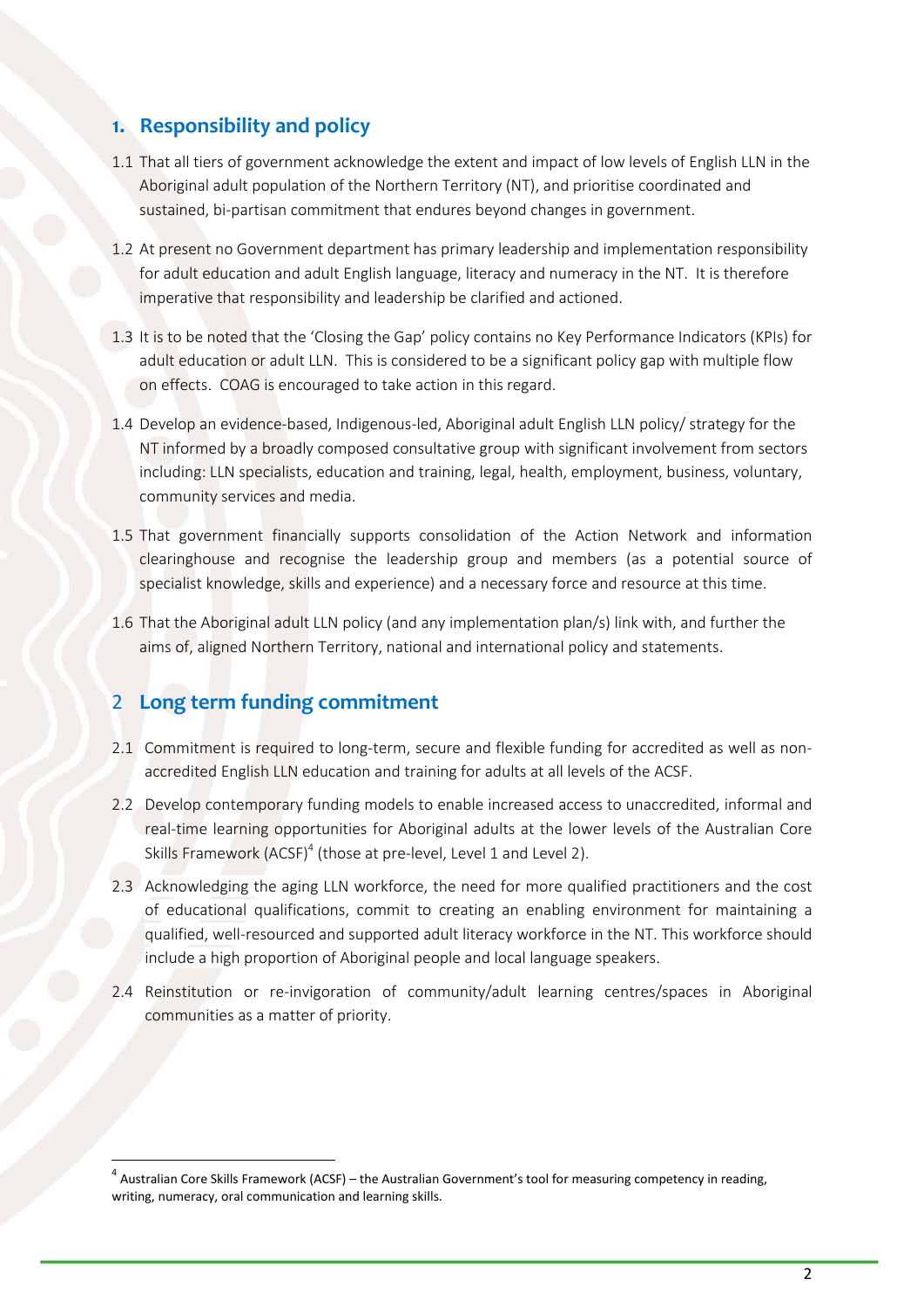## 1. Responsibility and policy

1.1 That all tiers of government acknowledge the extent and impact of low levels of English LLN in the Aboriginal adult population of the Northern Territory (NT), and prioritise coordinated and sustained, bi-partisan commitment that endures beyond changes in government.

1.2 At present no Government department has primary leadership and implementation responsibility for adult education and adult English language, literacy and numeracy in the NT. It is therefore imperative that responsibility and leadership be clarified and actioned.

1.3 It is to be noted that the 'Closing the Gap' policy contains no Key Performance Indicators (KPIs) for adult education or adult LLN. This is considered to be a significant policy gap with multiple flow on effects. COAG is encouraged to take action in this regard.

1.4 Develop an evidence-based, Indigenous-led, Aboriginal adult English LLN policy/ strategy for the NT informed by a broadly composed consultative group with significant involvement from sectors including: LLN specialists, education and training, legal, health, employment, business, voluntary, community services and media.

1.5 That government financially supports consolidation of the Action Network and information clearinghouse and recognise the leadership group and members (as a potential source of specialist knowledge, skills and experience) and a necessary force and resource at this time.

1.6 That the Aboriginal adult LLN policy (and any implementation plan/s) link with, and further the aims of, aligned Northern Territory, national and international policy and statements.

## 2 Long term funding commitment

2.1 Commitment is required to long-term, secure and flexible funding for accredited as well as non-accredited English LLN education and training for adults at all levels of the ACSF.

2.2 Develop contemporary funding models to enable increased access to unaccredited, informal and real-time learning opportunities for Aboriginal adults at the lower levels of the Australian Core Skills Framework (ACSF)[4] (those at pre-level, Level 1 and Level 2).

2.3 Acknowledging the aging LLN workforce, the need for more qualified practitioners and the cost of educational qualifications, commit to creating an enabling environment for maintaining a qualified, well-resourced and supported adult literacy workforce in the NT. This workforce should include a high proportion of Aboriginal people and local language speakers.

2.4 Reinstitution or re-invigoration of community/adult learning centres/spaces in Aboriginal communities as a matter of priority.

---

[4] Australian Core Skills Framework (ACSF) – the Australian Government's tool for measuring competency in reading, writing, numeracy, oral communication and learning skills.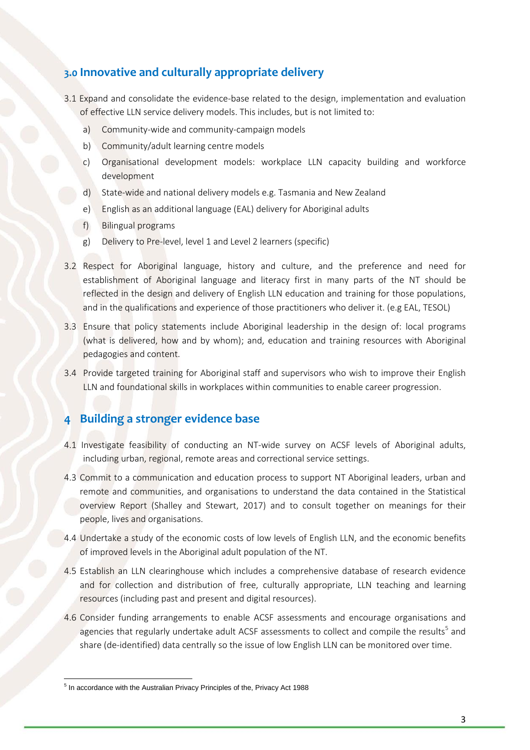## 3.0 Innovative and culturally appropriate delivery

3.1 Expand and consolidate the evidence-base related to the design, implementation and evaluation of effective LLN service delivery models. This includes, but is not limited to:

- a) Community-wide and community-campaign models
- b) Community/adult learning centre models
- c) Organisational development models: workplace LLN capacity building and workforce development
- d) State-wide and national delivery models e.g. Tasmania and New Zealand
- e) English as an additional language (EAL) delivery for Aboriginal adults
- f) Bilingual programs
- g) Delivery to Pre-level, level 1 and Level 2 learners (specific)

3.2 Respect for Aboriginal language, history and culture, and the preference and need for establishment of Aboriginal language and literacy first in many parts of the NT should be reflected in the design and delivery of English LLN education and training for those populations, and in the qualifications and experience of those practitioners who deliver it. (e.g EAL, TESOL)

3.3 Ensure that policy statements include Aboriginal leadership in the design of: local programs (what is delivered, how and by whom); and, education and training resources with Aboriginal pedagogies and content.

3.4 Provide targeted training for Aboriginal staff and supervisors who wish to improve their English LLN and foundational skills in workplaces within communities to enable career progression.

## 4 Building a stronger evidence base

4.1 Investigate feasibility of conducting an NT-wide survey on ACSF levels of Aboriginal adults, including urban, regional, remote areas and correctional service settings.

4.3 Commit to a communication and education process to support NT Aboriginal leaders, urban and remote and communities, and organisations to understand the data contained in the Statistical overview Report (Shalley and Stewart, 2017) and to consult together on meanings for their people, lives and organisations.

4.4 Undertake a study of the economic costs of low levels of English LLN, and the economic benefits of improved levels in the Aboriginal adult population of the NT.

4.5 Establish an LLN clearinghouse which includes a comprehensive database of research evidence and for collection and distribution of free, culturally appropriate, LLN teaching and learning resources (including past and present and digital resources).

4.6 Consider funding arrangements to enable ACSF assessments and encourage organisations and agencies that regularly undertake adult ACSF assessments to collect and compile the results[5] and share (de-identified) data centrally so the issue of low English LLN can be monitored over time.

[5] In accordance with the Australian Privacy Principles of the, Privacy Act 1988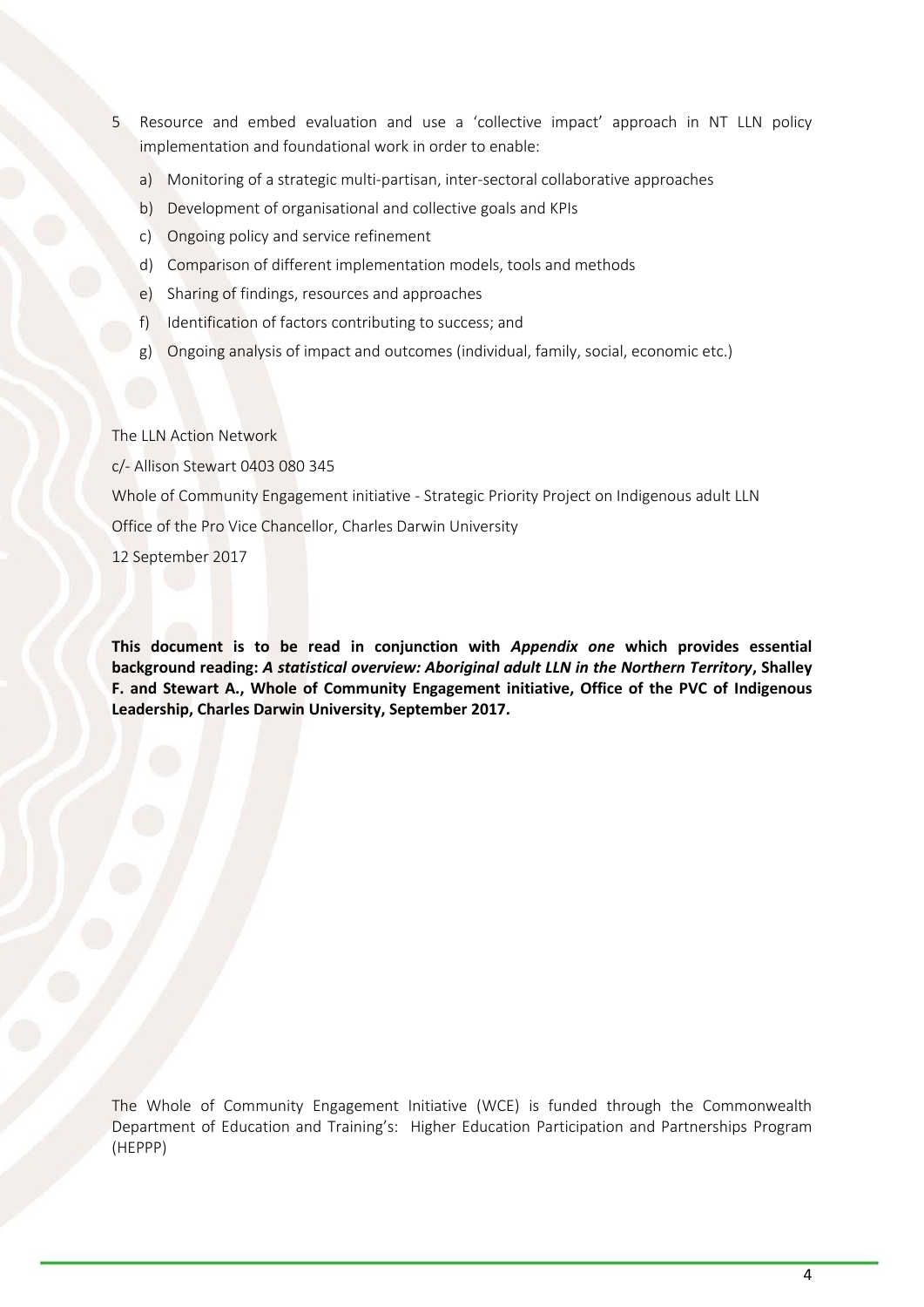5 Resource and embed evaluation and use a 'collective impact' approach in NT LLN policy implementation and foundational work in order to enable:
   a) Monitoring of a strategic multi-partisan, inter-sectoral collaborative approaches
   b) Development of organisational and collective goals and KPIs
   c) Ongoing policy and service refinement
   d) Comparison of different implementation models, tools and methods
   e) Sharing of findings, resources and approaches
   f) Identification of factors contributing to success; and
   g) Ongoing analysis of impact and outcomes (individual, family, social, economic etc.)

The LLN Action Network

c/- Allison Stewart 0403 080 345

Whole of Community Engagement initiative - Strategic Priority Project on Indigenous adult LLN

Office of the Pro Vice Chancellor, Charles Darwin University

12 September 2017

**This document is to be read in conjunction with *Appendix one* which provides essential background reading: *A statistical overview: Aboriginal adult LLN in the Northern Territory*, Shalley F. and Stewart A., Whole of Community Engagement initiative, Office of the PVC of Indigenous Leadership, Charles Darwin University, September 2017.**

The Whole of Community Engagement Initiative (WCE) is funded through the Commonwealth Department of Education and Training's: Higher Education Participation and Partnerships Program (HEPPP)